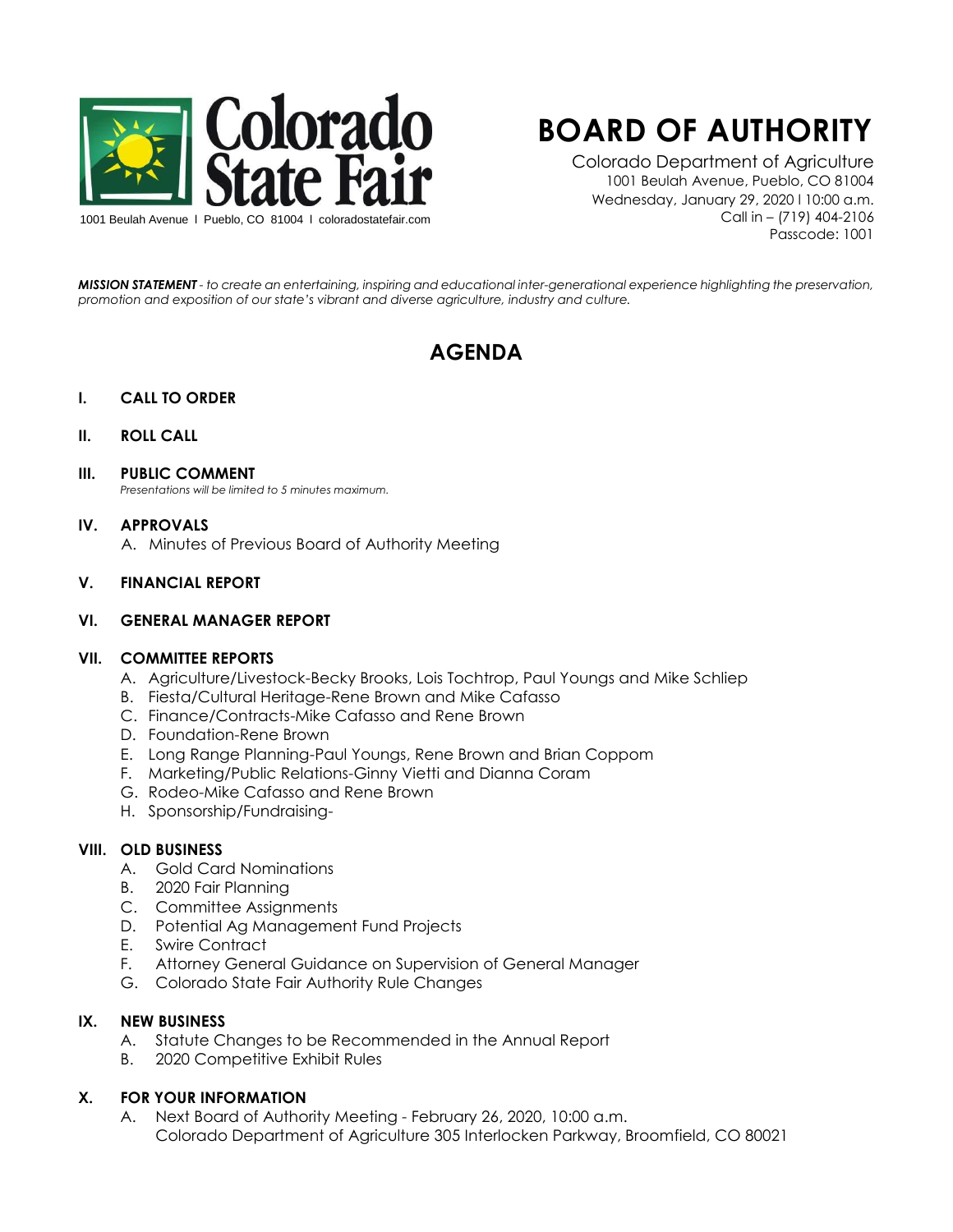Colorado State Fair

1001 Beulah Avenue | Pueblo, CO 81004 | coloradostatefair.com

# BOARD OF AUTHORITY

Colorado Department of Agriculture
1001 Beulah Avenue, Pueblo, CO 81004
Wednesday, January 29, 2020 | 10:00 a.m.
Call in – (719) 404-2106
Passcode: 1001

***MISSION STATEMENT*** *- to create an entertaining, inspiring and educational inter-generational experience highlighting the preservation, promotion and exposition of our state's vibrant and diverse agriculture, industry and culture.*

## AGENDA

**I. CALL TO ORDER**

**II. ROLL CALL**

**III. PUBLIC COMMENT**
*Presentations will be limited to 5 minutes maximum.*

**IV. APPROVALS**

A. Minutes of Previous Board of Authority Meeting

**V. FINANCIAL REPORT**

**VI. GENERAL MANAGER REPORT**

**VII. COMMITTEE REPORTS**

A. Agriculture/Livestock-Becky Brooks, Lois Tochtrop, Paul Youngs and Mike Schliep
B. Fiesta/Cultural Heritage-Rene Brown and Mike Cafasso
C. Finance/Contracts-Mike Cafasso and Rene Brown
D. Foundation-Rene Brown
E. Long Range Planning-Paul Youngs, Rene Brown and Brian Coppom
F. Marketing/Public Relations-Ginny Vietti and Dianna Coram
G. Rodeo-Mike Cafasso and Rene Brown
H. Sponsorship/Fundraising-

**VIII. OLD BUSINESS**

A. Gold Card Nominations
B. 2020 Fair Planning
C. Committee Assignments
D. Potential Ag Management Fund Projects
E. Swire Contract
F. Attorney General Guidance on Supervision of General Manager
G. Colorado State Fair Authority Rule Changes

**IX. NEW BUSINESS**

A. Statute Changes to be Recommended in the Annual Report
B. 2020 Competitive Exhibit Rules

**X. FOR YOUR INFORMATION**

A. Next Board of Authority Meeting - February 26, 2020, 10:00 a.m.
Colorado Department of Agriculture 305 Interlocken Parkway, Broomfield, CO 80021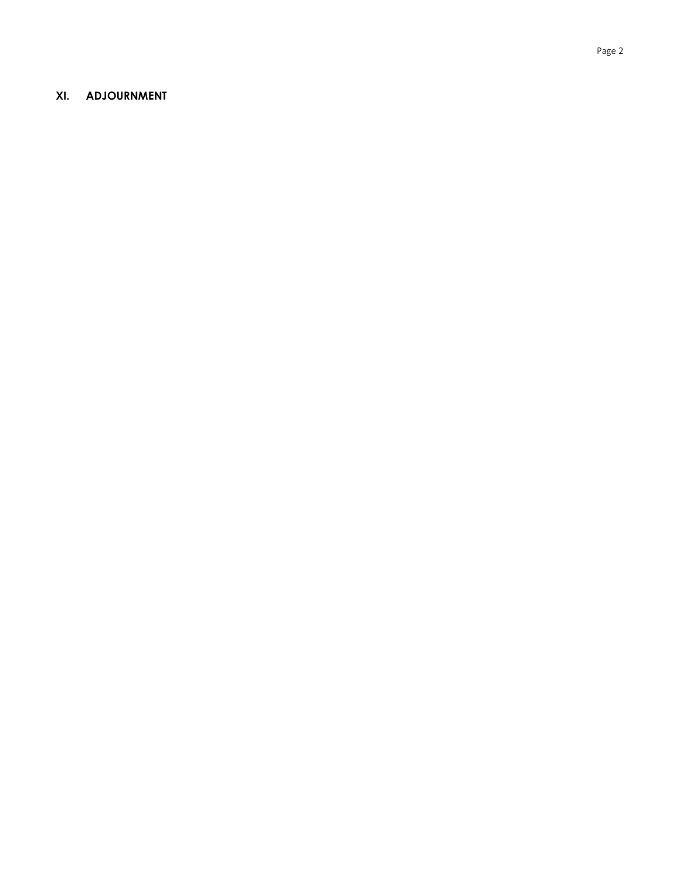## XI. ADJOURNMENT